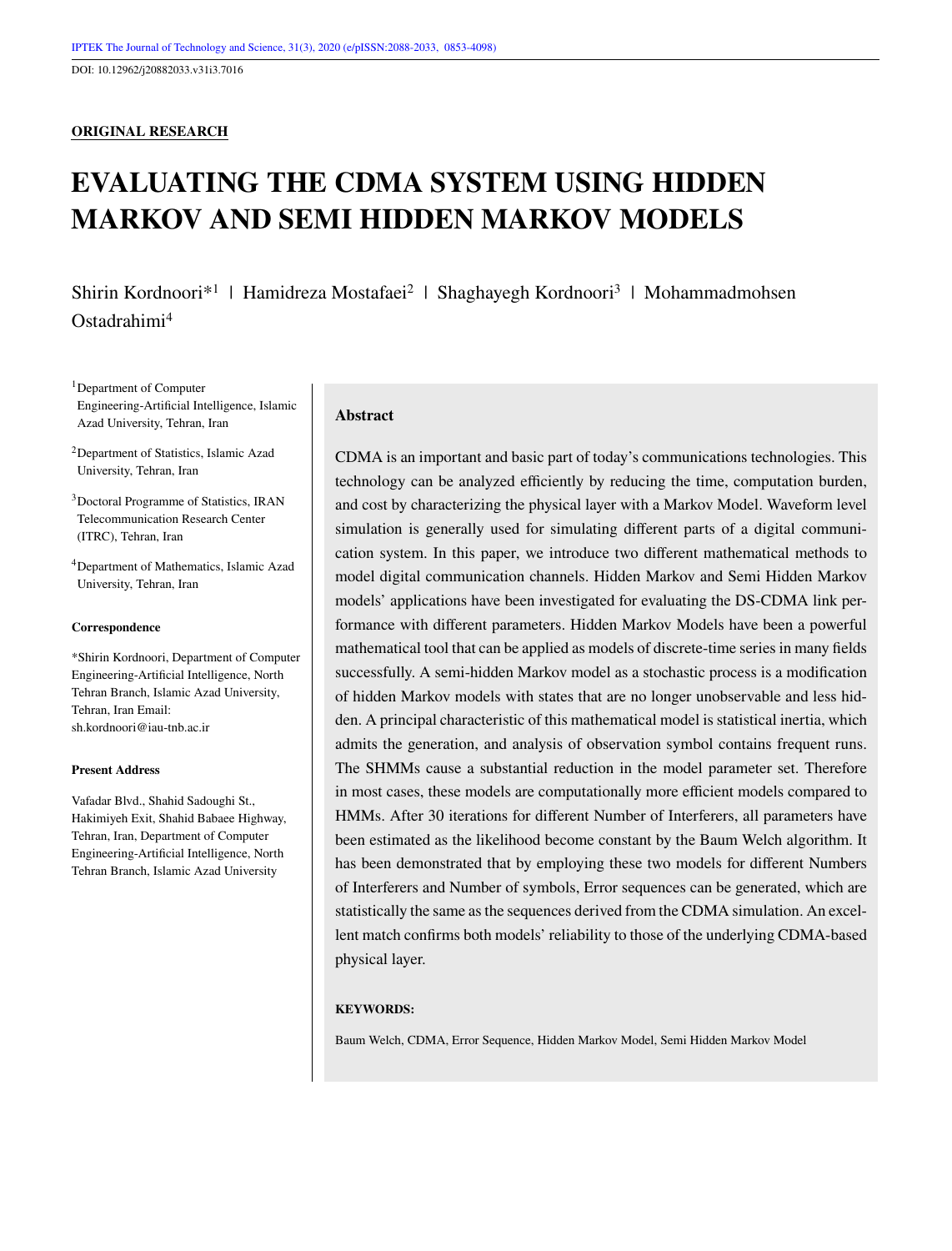ORIGINAL RESEARCH

# EVALUATING THE CDMA SYSTEM USING HIDDEN MARKOV AND SEMI HIDDEN MARKOV MODELS

Shirin Kordnoori*[1] | Hamidreza Mostafaei[2] | Shaghayegh Kordnoori[3] | Mohammadmohsen Ostadrahimi[4]

[1]Department of Computer Engineering-Artificial Intelligence, Islamic Azad University, Tehran, Iran

[2]Department of Statistics, Islamic Azad University, Tehran, Iran

[3]Doctoral Programme of Statistics, IRAN Telecommunication Research Center (ITRC), Tehran, Iran

[4]Department of Mathematics, Islamic Azad University, Tehran, Iran

**Correspondence**

*Shirin Kordnoori, Department of Computer Engineering-Artificial Intelligence, North Tehran Branch, Islamic Azad University, Tehran, Iran Email: sh.kordnoori@iau-tnb.ac.ir

**Present Address**

Vafadar Blvd., Shahid Sadoughi St., Hakimiyeh Exit, Shahid Babaee Highway, Tehran, Iran, Department of Computer Engineering-Artificial Intelligence, North Tehran Branch, Islamic Azad University

## Abstract

CDMA is an important and basic part of today's communications technologies. This technology can be analyzed efficiently by reducing the time, computation burden, and cost by characterizing the physical layer with a Markov Model. Waveform level simulation is generally used for simulating different parts of a digital communication system. In this paper, we introduce two different mathematical methods to model digital communication channels. Hidden Markov and Semi Hidden Markov models' applications have been investigated for evaluating the DS-CDMA link performance with different parameters. Hidden Markov Models have been a powerful mathematical tool that can be applied as models of discrete-time series in many fields successfully. A semi-hidden Markov model as a stochastic process is a modification of hidden Markov models with states that are no longer unobservable and less hidden. A principal characteristic of this mathematical model is statistical inertia, which admits the generation, and analysis of observation symbol contains frequent runs. The SHMMs cause a substantial reduction in the model parameter set. Therefore in most cases, these models are computationally more efficient models compared to HMMs. After 30 iterations for different Number of Interferers, all parameters have been estimated as the likelihood become constant by the Baum Welch algorithm. It has been demonstrated that by employing these two models for different Numbers of Interferers and Number of symbols, Error sequences can be generated, which are statistically the same as the sequences derived from the CDMA simulation. An excellent match confirms both models' reliability to those of the underlying CDMA-based physical layer.

**KEYWORDS:**

Baum Welch, CDMA, Error Sequence, Hidden Markov Model, Semi Hidden Markov Model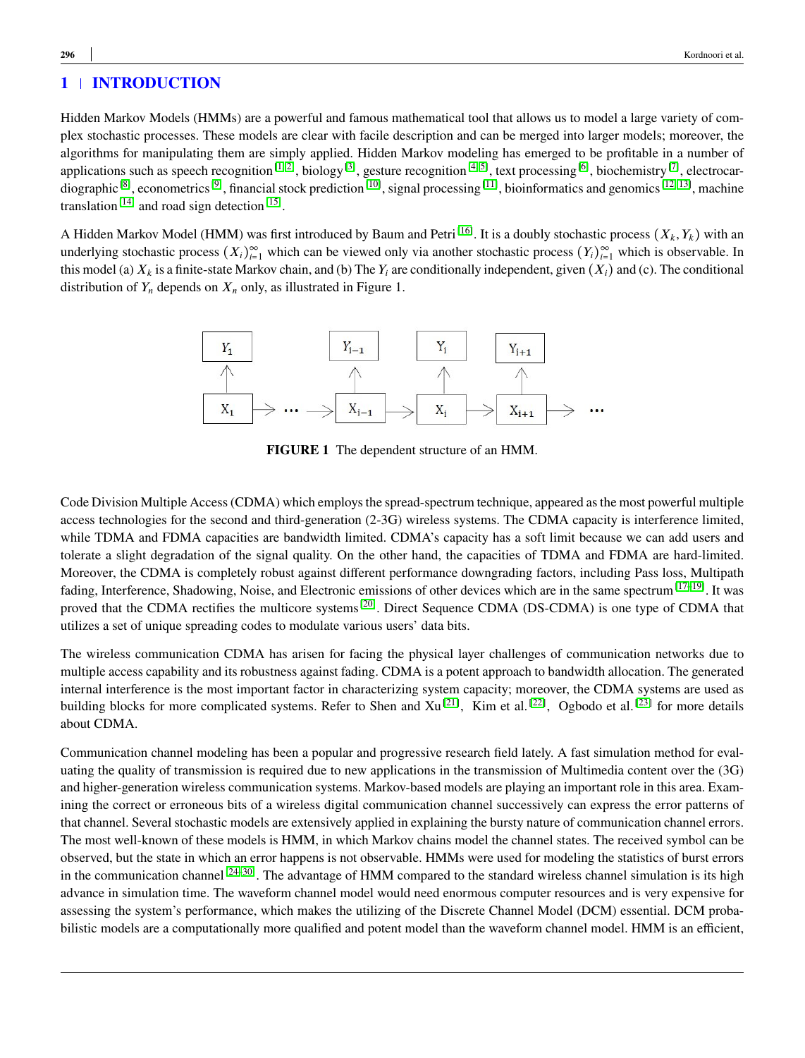# 1 | INTRODUCTION

Hidden Markov Models (HMMs) are a powerful and famous mathematical tool that allows us to model a large variety of complex stochastic processes. These models are clear with facile description and can be merged into larger models; moreover, the algorithms for manipulating them are simply applied. Hidden Markov modeling has emerged to be profitable in a number of applications such as speech recognition [1,2], biology [3], gesture recognition [4,5], text processing [6], biochemistry [7], electrocardiographic [8], econometrics [9], financial stock prediction [10], signal processing [11], bioinformatics and genomics [12,13], machine translation [14] and road sign detection [15].

A Hidden Markov Model (HMM) was first introduced by Baum and Petri [16]. It is a doubly stochastic process $(X_k, Y_k)$ with an underlying stochastic process $(X_i)_{i=1}^{\infty}$ which can be viewed only via another stochastic process $(Y_i)_{i=1}^{\infty}$ which is observable. In this model (a) $X_k$ is a finite-state Markov chain, and (b) The $Y_i$ are conditionally independent, given $(X_i)$ and (c). The conditional distribution of $Y_n$ depends on $X_n$ only, as illustrated in Figure 1.

**FIGURE 1** The dependent structure of an HMM.

Code Division Multiple Access (CDMA) which employs the spread-spectrum technique, appeared as the most powerful multiple access technologies for the second and third-generation (2-3G) wireless systems. The CDMA capacity is interference limited, while TDMA and FDMA capacities are bandwidth limited. CDMA's capacity has a soft limit because we can add users and tolerate a slight degradation of the signal quality. On the other hand, the capacities of TDMA and FDMA are hard-limited. Moreover, the CDMA is completely robust against different performance downgrading factors, including Pass loss, Multipath fading, Interference, Shadowing, Noise, and Electronic emissions of other devices which are in the same spectrum [17-19]. It was proved that the CDMA rectifies the multicore systems [20]. Direct Sequence CDMA (DS-CDMA) is one type of CDMA that utilizes a set of unique spreading codes to modulate various users' data bits.

The wireless communication CDMA has arisen for facing the physical layer challenges of communication networks due to multiple access capability and its robustness against fading. CDMA is a potent approach to bandwidth allocation. The generated internal interference is the most important factor in characterizing system capacity; moreover, the CDMA systems are used as building blocks for more complicated systems. Refer to Shen and Xu [21], Kim et al. [22], Ogbodo et al. [23] for more details about CDMA.

Communication channel modeling has been a popular and progressive research field lately. A fast simulation method for evaluating the quality of transmission is required due to new applications in the transmission of Multimedia content over the (3G) and higher-generation wireless communication systems. Markov-based models are playing an important role in this area. Examining the correct or erroneous bits of a wireless digital communication channel successively can express the error patterns of that channel. Several stochastic models are extensively applied in explaining the bursty nature of communication channel errors. The most well-known of these models is HMM, in which Markov chains model the channel states. The received symbol can be observed, but the state in which an error happens is not observable. HMMs were used for modeling the statistics of burst errors in the communication channel [24-30]. The advantage of HMM compared to the standard wireless channel simulation is its high advance in simulation time. The waveform channel model would need enormous computer resources and is very expensive for assessing the system's performance, which makes the utilizing of the Discrete Channel Model (DCM) essential. DCM probabilistic models are a computationally more qualified and potent model than the waveform channel model. HMM is an efficient,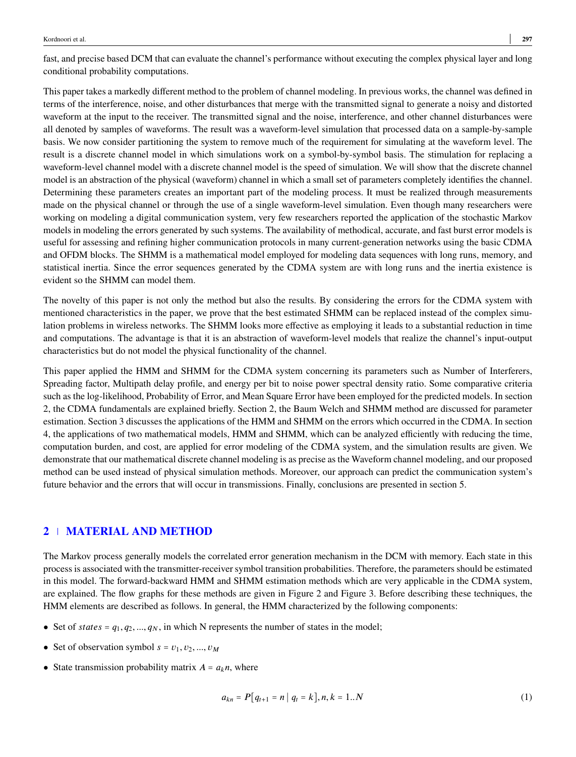fast, and precise based DCM that can evaluate the channel's performance without executing the complex physical layer and long conditional probability computations.

This paper takes a markedly different method to the problem of channel modeling. In previous works, the channel was defined in terms of the interference, noise, and other disturbances that merge with the transmitted signal to generate a noisy and distorted waveform at the input to the receiver. The transmitted signal and the noise, interference, and other channel disturbances were all denoted by samples of waveforms. The result was a waveform-level simulation that processed data on a sample-by-sample basis. We now consider partitioning the system to remove much of the requirement for simulating at the waveform level. The result is a discrete channel model in which simulations work on a symbol-by-symbol basis. The stimulation for replacing a waveform-level channel model with a discrete channel model is the speed of simulation. We will show that the discrete channel model is an abstraction of the physical (waveform) channel in which a small set of parameters completely identifies the channel. Determining these parameters creates an important part of the modeling process. It must be realized through measurements made on the physical channel or through the use of a single waveform-level simulation. Even though many researchers were working on modeling a digital communication system, very few researchers reported the application of the stochastic Markov models in modeling the errors generated by such systems. The availability of methodical, accurate, and fast burst error models is useful for assessing and refining higher communication protocols in many current-generation networks using the basic CDMA and OFDM blocks. The SHMM is a mathematical model employed for modeling data sequences with long runs, memory, and statistical inertia. Since the error sequences generated by the CDMA system are with long runs and the inertia existence is evident so the SHMM can model them.

The novelty of this paper is not only the method but also the results. By considering the errors for the CDMA system with mentioned characteristics in the paper, we prove that the best estimated SHMM can be replaced instead of the complex simulation problems in wireless networks. The SHMM looks more effective as employing it leads to a substantial reduction in time and computations. The advantage is that it is an abstraction of waveform-level models that realize the channel's input-output characteristics but do not model the physical functionality of the channel.

This paper applied the HMM and SHMM for the CDMA system concerning its parameters such as Number of Interferers, Spreading factor, Multipath delay profile, and energy per bit to noise power spectral density ratio. Some comparative criteria such as the log-likelihood, Probability of Error, and Mean Square Error have been employed for the predicted models. In section 2, the CDMA fundamentals are explained briefly. Section 2, the Baum Welch and SHMM method are discussed for parameter estimation. Section 3 discusses the applications of the HMM and SHMM on the errors which occurred in the CDMA. In section 4, the applications of two mathematical models, HMM and SHMM, which can be analyzed efficiently with reducing the time, computation burden, and cost, are applied for error modeling of the CDMA system, and the simulation results are given. We demonstrate that our mathematical discrete channel modeling is as precise as the Waveform channel modeling, and our proposed method can be used instead of physical simulation methods. Moreover, our approach can predict the communication system's future behavior and the errors that will occur in transmissions. Finally, conclusions are presented in section 5.

## 2 | MATERIAL AND METHOD

The Markov process generally models the correlated error generation mechanism in the DCM with memory. Each state in this process is associated with the transmitter-receiver symbol transition probabilities. Therefore, the parameters should be estimated in this model. The forward-backward HMM and SHMM estimation methods which are very applicable in the CDMA system, are explained. The flow graphs for these methods are given in Figure 2 and Figure 3. Before describing these techniques, the HMM elements are described as follows. In general, the HMM characterized by the following components:

- Set of $states = q_1, q_2, ..., q_N$, in which N represents the number of states in the model;
- Set of observation symbol $s = v_1, v_2, ..., v_M$
- State transmission probability matrix $A = a_k n$, where

$$a_{kn} = P\left[q_{t+1} = n \mid q_t = k\right], n, k = 1..N \tag{1}$$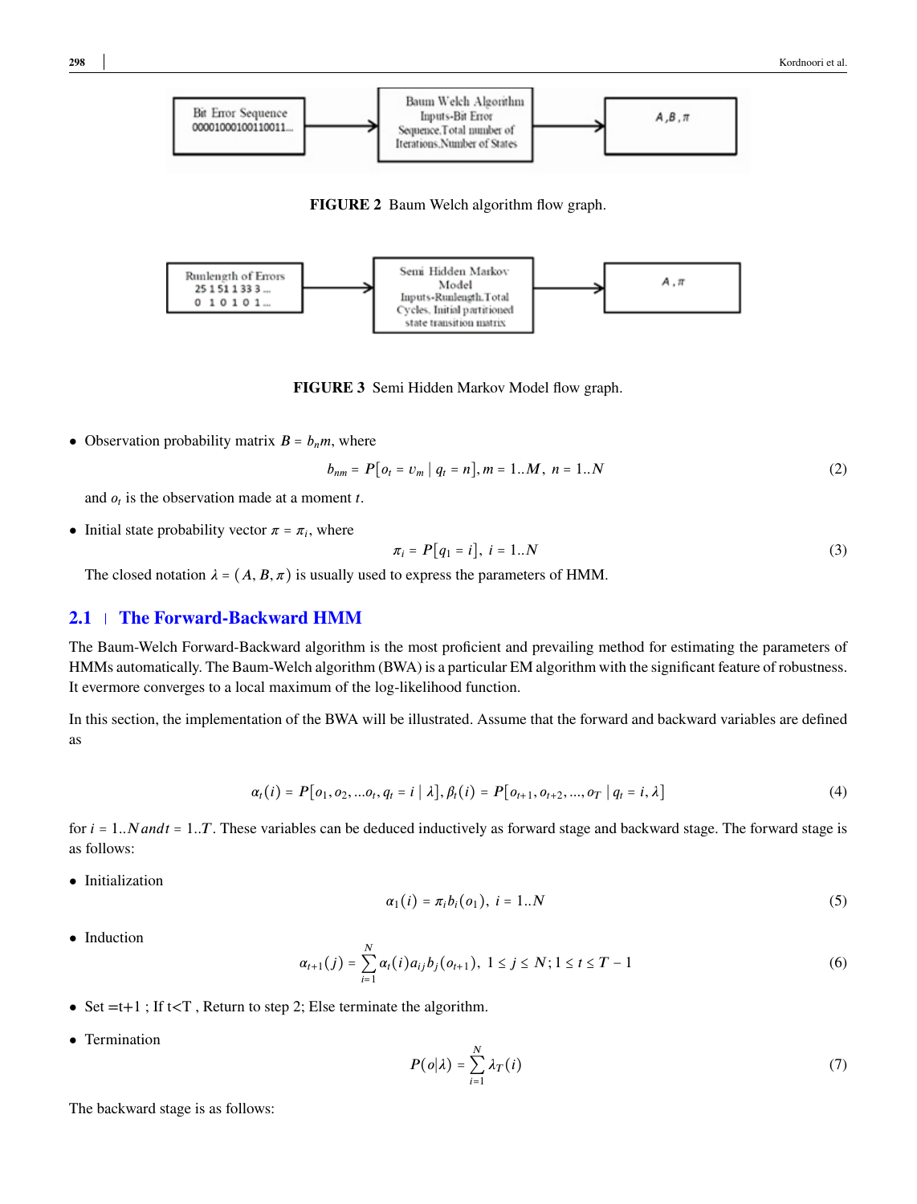FIGURE 2 Baum Welch algorithm flow graph.

FIGURE 3 Semi Hidden Markov Model flow graph.

- Observation probability matrix $B = b_n m$, where

$$b_{nm} = P[o_t = v_m \mid q_t = n], m = 1..M,\ n = 1..N \tag{2}$$

and $o_t$ is the observation made at a moment $t$.

- Initial state probability vector $\pi = \pi_i$, where

$$\pi_i = P[q_1 = i],\ i = 1..N \tag{3}$$

The closed notation $\lambda = (A, B, \pi)$ is usually used to express the parameters of HMM.

## 2.1 | The Forward-Backward HMM

The Baum-Welch Forward-Backward algorithm is the most proficient and prevailing method for estimating the parameters of HMMs automatically. The Baum-Welch algorithm (BWA) is a particular EM algorithm with the significant feature of robustness. It evermore converges to a local maximum of the log-likelihood function.

In this section, the implementation of the BWA will be illustrated. Assume that the forward and backward variables are defined as

$$\alpha_t(i) = P[o_1, o_2, ...o_t, q_t = i \mid \lambda], \beta_t(i) = P[o_{t+1}, o_{t+2}, ..., o_T \mid q_t = i, \lambda] \tag{4}$$

for $i = 1..N andt = 1..T$. These variables can be deduced inductively as forward stage and backward stage. The forward stage is as follows:

- Initialization

$$\alpha_1(i) = \pi_i b_i(o_1),\ i = 1..N \tag{5}$$

- Induction

$$\alpha_{t+1}(j) = \sum_{i=1}^{N} \alpha_t(i) a_{ij} b_j(o_{t+1}),\ 1 \le j \le N; 1 \le t \le T - 1 \tag{6}$$

- Set =t+1 ; If t<T , Return to step 2; Else terminate the algorithm.
- Termination

$$P(o|\lambda) = \sum_{i=1}^{N} \lambda_T(i) \tag{7}$$

The backward stage is as follows: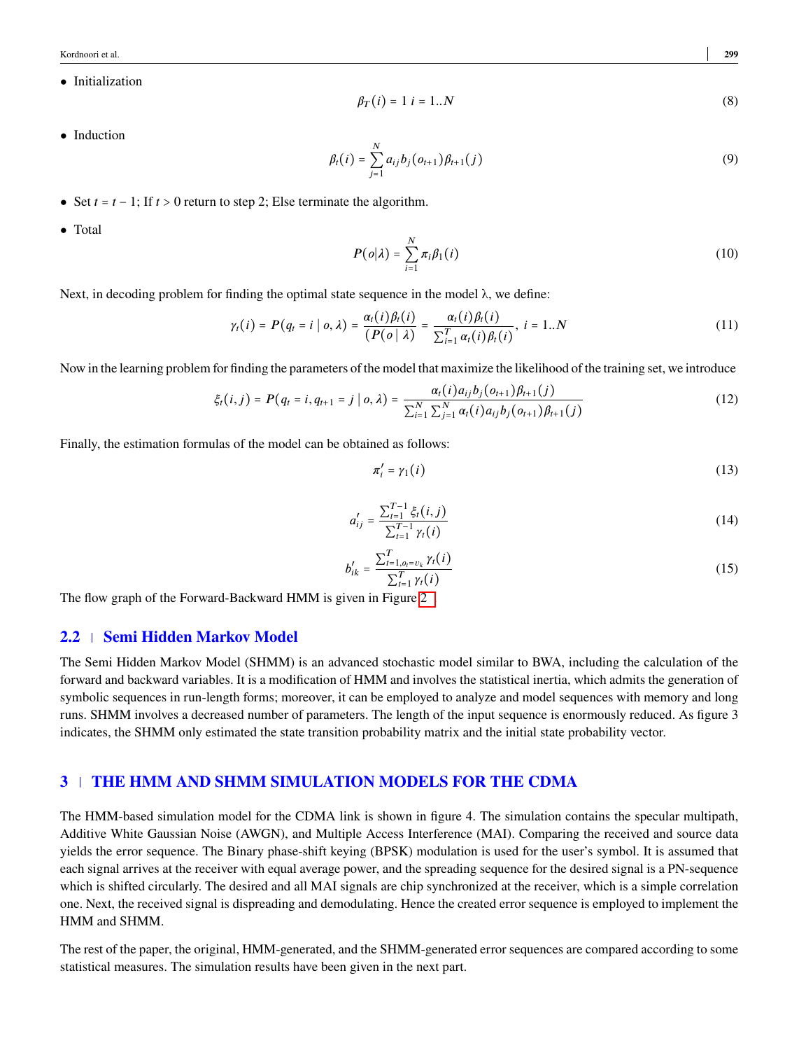- Initialization

$$\beta_T(i) = 1 \ i = 1..N \tag{8}$$

- Induction

$$\beta_t(i) = \sum_{j=1}^{N} a_{ij} b_j(o_{t+1}) \beta_{t+1}(j) \tag{9}$$

- Set $t = t - 1$; If $t > 0$ return to step 2; Else terminate the algorithm.
- Total

$$P(o|\lambda) = \sum_{i=1}^{N} \pi_i \beta_1(i) \tag{10}$$

Next, in decoding problem for finding the optimal state sequence in the model λ, we define:

$$\gamma_t(i) = P(q_t = i \mid o, \lambda) = \frac{\alpha_t(i)\beta_t(i)}{(P(o \mid \lambda)} = \frac{\alpha_t(i)\beta_t(i)}{\sum_{i=1}^{T} \alpha_t(i)\beta_t(i)}, \ i = 1..N \tag{11}$$

Now in the learning problem for finding the parameters of the model that maximize the likelihood of the training set, we introduce

$$\xi_t(i,j) = P(q_t = i, q_{t+1} = j \mid o, \lambda) = \frac{\alpha_t(i) a_{ij} b_j(o_{t+1}) \beta_{t+1}(j)}{\sum_{i=1}^{N} \sum_{j=1}^{N} \alpha_t(i) a_{ij} b_j(o_{t+1}) \beta_{t+1}(j)} \tag{12}$$

Finally, the estimation formulas of the model can be obtained as follows:

$$\pi_i' = \gamma_1(i) \tag{13}$$

$$a_{ij}' = \frac{\sum_{t=1}^{T-1} \xi_t(i,j)}{\sum_{t=1}^{T-1} \gamma_t(i)} \tag{14}$$

$$b_{ik}' = \frac{\sum_{t=1, o_t = v_k}^{T} \gamma_t(i)}{\sum_{t=1}^{T} \gamma_t(i)} \tag{15}$$

The flow graph of the Forward-Backward HMM is given in Figure 2.

## 2.2 | Semi Hidden Markov Model

The Semi Hidden Markov Model (SHMM) is an advanced stochastic model similar to BWA, including the calculation of the forward and backward variables. It is a modification of HMM and involves the statistical inertia, which admits the generation of symbolic sequences in run-length forms; moreover, it can be employed to analyze and model sequences with memory and long runs. SHMM involves a decreased number of parameters. The length of the input sequence is enormously reduced. As figure 3 indicates, the SHMM only estimated the state transition probability matrix and the initial state probability vector.

# 3 | THE HMM AND SHMM SIMULATION MODELS FOR THE CDMA

The HMM-based simulation model for the CDMA link is shown in figure 4. The simulation contains the specular multipath, Additive White Gaussian Noise (AWGN), and Multiple Access Interference (MAI). Comparing the received and source data yields the error sequence. The Binary phase-shift keying (BPSK) modulation is used for the user's symbol. It is assumed that each signal arrives at the receiver with equal average power, and the spreading sequence for the desired signal is a PN-sequence which is shifted circularly. The desired and all MAI signals are chip synchronized at the receiver, which is a simple correlation one. Next, the received signal is dispreading and demodulating. Hence the created error sequence is employed to implement the HMM and SHMM.

The rest of the paper, the original, HMM-generated, and the SHMM-generated error sequences are compared according to some statistical measures. The simulation results have been given in the next part.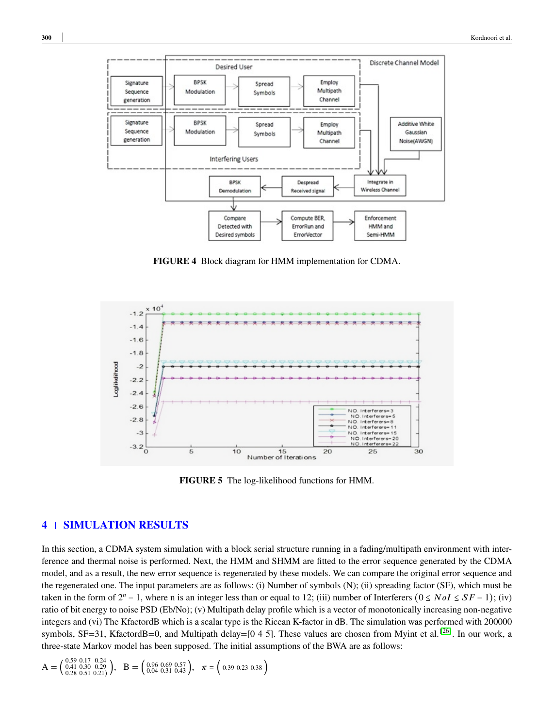FIGURE 4 Block diagram for HMM implementation for CDMA.

FIGURE 5 The log-likelihood functions for HMM.

# 4 | SIMULATION RESULTS

In this section, a CDMA system simulation with a block serial structure running in a fading/multipath environment with interference and thermal noise is performed. Next, the HMM and SHMM are fitted to the error sequence generated by the CDMA model, and as a result, the new error sequence is regenerated by these models. We can compare the original error sequence and the regenerated one. The input parameters are as follows: (i) Number of symbols (N); (ii) spreading factor (SF), which must be taken in the form of $2^n - 1$, where n is an integer less than or equal to 12; (iii) number of Interferers $(0 \leq NoI \leq SF - 1)$; (iv) ratio of bit energy to noise PSD (Eb/No); (v) Multipath delay profile which is a vector of monotonically increasing non-negative integers and (vi) The KfactordB which is a scalar type is the Ricean K-factor in dB. The simulation was performed with 200000 symbols, SF=31, KfactordB=0, and Multipath delay=[0 4 5]. These values are chosen from Myint et al.[26]. In our work, a three-state Markov model has been supposed. The initial assumptions of the BWA are as follows:

$$A = \begin{pmatrix} 0.59 & 0.17 & 0.24 \\ 0.41 & 0.30 & 0.29 \\ 0.28 & 0.51 & 0.21 \end{pmatrix}, \quad B = \begin{pmatrix} 0.96 & 0.69 & 0.57 \\ 0.04 & 0.31 & 0.43 \end{pmatrix}, \quad \pi = \begin{pmatrix} 0.39 & 0.23 & 0.38 \end{pmatrix}$$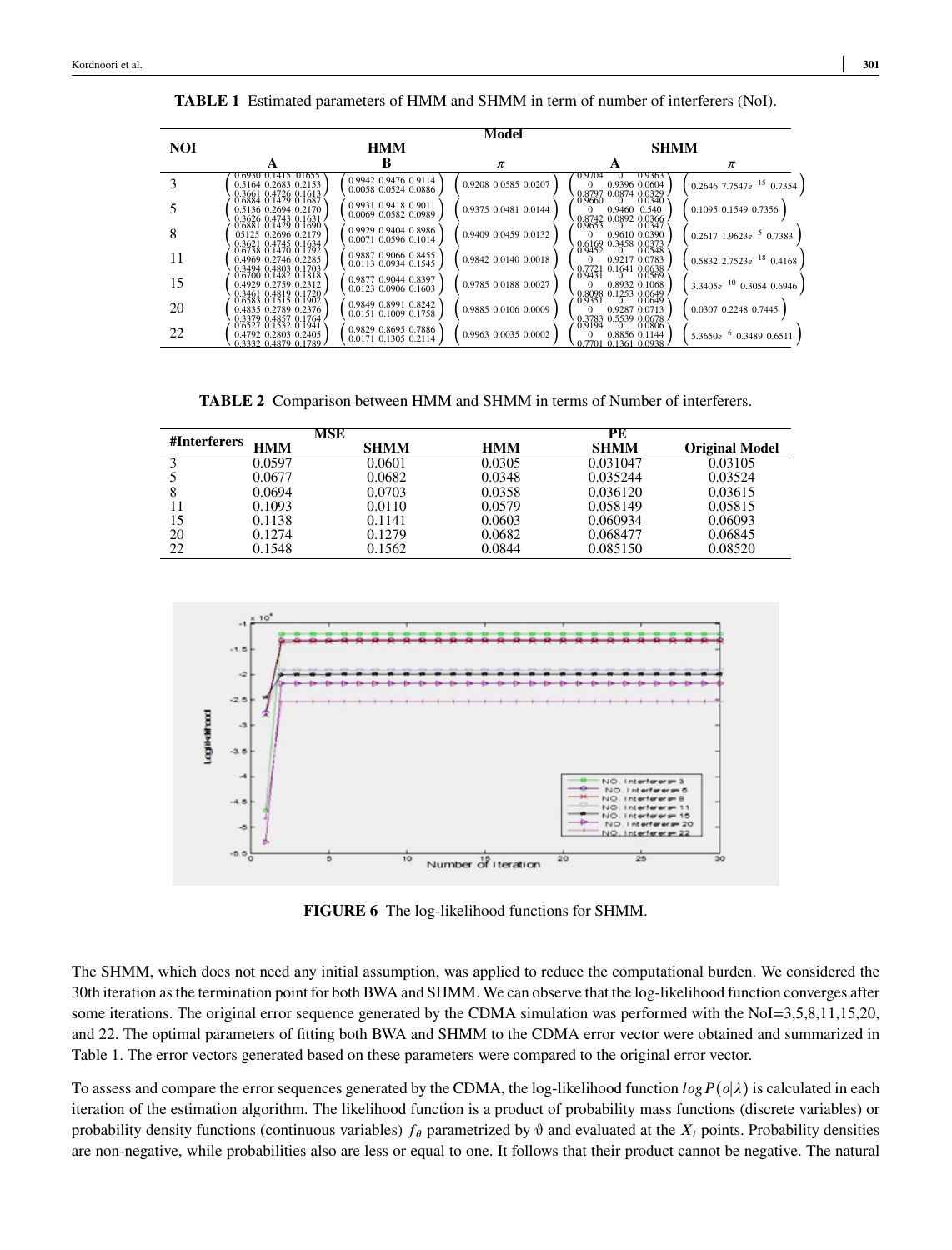**TABLE 1** Estimated parameters of HMM and SHMM in term of number of interferers (NoI).

| NOI | HMM A | HMM B | HMM $\pi$ | SHMM A | SHMM $\pi$ |
|---|---|---|---|---|---|
| 3 | $\begin{pmatrix} 0.6930 & 0.1415 & 01655 \\ 0.5164 & 0.2683 & 0.2153 \\ 0.3661 & 0.4726 & 0.1613 \end{pmatrix}$ | $\begin{pmatrix} 0.9942 & 0.9476 & 0.9114 \\ 0.0058 & 0.0524 & 0.0886 \end{pmatrix}$ | $\begin{pmatrix} 0.9208 & 0.0585 & 0.0207 \end{pmatrix}$ | $\begin{pmatrix} 0.9704 & 0 & 0.9363 \\ 0 & 0.9396 & 0.0604 \\ 0.8797 & 0.0874 & 0.0329 \end{pmatrix}$ | $\begin{pmatrix} 0.2646 & 7.7547e^{-15} & 0.7354 \end{pmatrix}$ |
| 5 | $\begin{pmatrix} 0.6884 & 0.1429 & 0.1687 \\ 0.5136 & 0.2694 & 0.2170 \\ 0.3626 & 0.4743 & 0.1631 \end{pmatrix}$ | $\begin{pmatrix} 0.9931 & 0.9418 & 0.9011 \\ 0.0069 & 0.0582 & 0.0989 \end{pmatrix}$ | $\begin{pmatrix} 0.9375 & 0.0481 & 0.0144 \end{pmatrix}$ | $\begin{pmatrix} 0.9660 & 0 & 0.0340 \\ 0 & 0.9460 & 0.540 \\ 0.8742 & 0.0892 & 0.0366 \end{pmatrix}$ | $\begin{pmatrix} 0.1095 & 0.1549 & 0.7356 \end{pmatrix}$ |
| 8 | $\begin{pmatrix} 0.6881 & 0.1429 & 0.1690 \\ 05125 & 0.2696 & 0.2179 \\ 0.3621 & 0.4745 & 0.1634 \end{pmatrix}$ | $\begin{pmatrix} 0.9929 & 0.9404 & 0.8986 \\ 0.0071 & 0.0596 & 0.1014 \end{pmatrix}$ | $\begin{pmatrix} 0.9409 & 0.0459 & 0.0132 \end{pmatrix}$ | $\begin{pmatrix} 0.9653 & 0 & 0.0347 \\ 0 & 0.9610 & 0.0390 \\ 0.6169 & 0.3458 & 0.0373 \end{pmatrix}$ | $\begin{pmatrix} 0.2617 & 1.9623e^{-5} & 0.7383 \end{pmatrix}$ |
| 11 | $\begin{pmatrix} 0.6738 & 0.1470 & 0.1792 \\ 0.4969 & 0.2746 & 0.2285 \\ 0.3494 & 0.4803 & 0.1703 \end{pmatrix}$ | $\begin{pmatrix} 0.9887 & 0.9066 & 0.8455 \\ 0.0113 & 0.0934 & 0.1545 \end{pmatrix}$ | $\begin{pmatrix} 0.9842 & 0.0140 & 0.0018 \end{pmatrix}$ | $\begin{pmatrix} 0.9452 & 0 & 0.0548 \\ 0 & 0.9217 & 0.0783 \\ 0.7721 & 0.1641 & 0.0638 \end{pmatrix}$ | $\begin{pmatrix} 0.5832 & 2.7523e^{-18} & 0.4168 \end{pmatrix}$ |
| 15 | $\begin{pmatrix} 0.6700 & 0.1482 & 0.1818 \\ 0.4929 & 0.2759 & 0.2312 \\ 0.3461 & 0.4819 & 0.1720 \end{pmatrix}$ | $\begin{pmatrix} 0.9877 & 0.9044 & 0.8397 \\ 0.0123 & 0.0906 & 0.1603 \end{pmatrix}$ | $\begin{pmatrix} 0.9785 & 0.0188 & 0.0027 \end{pmatrix}$ | $\begin{pmatrix} 0.9431 & 0 & 0.0569 \\ 0 & 0.8932 & 0.1068 \\ 0.8098 & 0.1253 & 0.0649 \end{pmatrix}$ | $\begin{pmatrix} 3.3405e^{-10} & 0.3054 & 0.6946 \end{pmatrix}$ |
| 20 | $\begin{pmatrix} 0.6583 & 0.1515 & 0.1902 \\ 0.4835 & 0.2789 & 0.2376 \\ 0.3379 & 0.4857 & 0.1764 \end{pmatrix}$ | $\begin{pmatrix} 0.9849 & 0.8991 & 0.8242 \\ 0.0151 & 0.1009 & 0.1758 \end{pmatrix}$ | $\begin{pmatrix} 0.9885 & 0.0106 & 0.0009 \end{pmatrix}$ | $\begin{pmatrix} 0.9351 & 0 & 0.0649 \\ 0 & 0.9287 & 0.0713 \\ 0.3783 & 0.5539 & 0.0678 \end{pmatrix}$ | $\begin{pmatrix} 0.0307 & 0.2248 & 0.7445 \end{pmatrix}$ |
| 22 | $\begin{pmatrix} 0.6527 & 0.1532 & 0.1941 \\ 0.4792 & 0.2803 & 0.2405 \\ 0.3332 & 0.4879 & 0.1789 \end{pmatrix}$ | $\begin{pmatrix} 0.9829 & 0.8695 & 0.7886 \\ 0.0171 & 0.1305 & 0.2114 \end{pmatrix}$ | $\begin{pmatrix} 0.9963 & 0.0035 & 0.0002 \end{pmatrix}$ | $\begin{pmatrix} 0.9194 & 0 & 0.0806 \\ 0 & 0.8856 & 0.1144 \\ 0.7701 & 0.1361 & 0.0938 \end{pmatrix}$ | $\begin{pmatrix} 5.3650e^{-6} & 0.3489 & 0.6511 \end{pmatrix}$ |

**TABLE 2** Comparison between HMM and SHMM in terms of Number of interferers.

| #Interferers | MSE | | PE | | |
|---|---|---|---|---|---|
| | HMM | SHMM | HMM | SHMM | Original Model |
| 3 | 0.0597 | 0.0601 | 0.0305 | 0.031047 | 0.03105 |
| 5 | 0.0677 | 0.0682 | 0.0348 | 0.035244 | 0.03524 |
| 8 | 0.0694 | 0.0703 | 0.0358 | 0.036120 | 0.03615 |
| 11 | 0.1093 | 0.0110 | 0.0579 | 0.058149 | 0.05815 |
| 15 | 0.1138 | 0.1141 | 0.0603 | 0.060934 | 0.06093 |
| 20 | 0.1274 | 0.1279 | 0.0682 | 0.068477 | 0.06845 |
| 22 | 0.1548 | 0.1562 | 0.0844 | 0.085150 | 0.08520 |

**FIGURE 6** The log-likelihood functions for SHMM.

The SHMM, which does not need any initial assumption, was applied to reduce the computational burden. We considered the 30th iteration as the termination point for both BWA and SHMM. We can observe that the log-likelihood function converges after some iterations. The original error sequence generated by the CDMA simulation was performed with the NoI=3,5,8,11,15,20, and 22. The optimal parameters of fitting both BWA and SHMM to the CDMA error vector were obtained and summarized in Table 1. The error vectors generated based on these parameters were compared to the original error vector.

To assess and compare the error sequences generated by the CDMA, the log-likelihood function $log P(o|\lambda)$ is calculated in each iteration of the estimation algorithm. The likelihood function is a product of probability mass functions (discrete variables) or probability density functions (continuous variables) $f_\theta$ parametrized by $\vartheta$ and evaluated at the $X_i$ points. Probability densities are non-negative, while probabilities also are less or equal to one. It follows that their product cannot be negative. The natural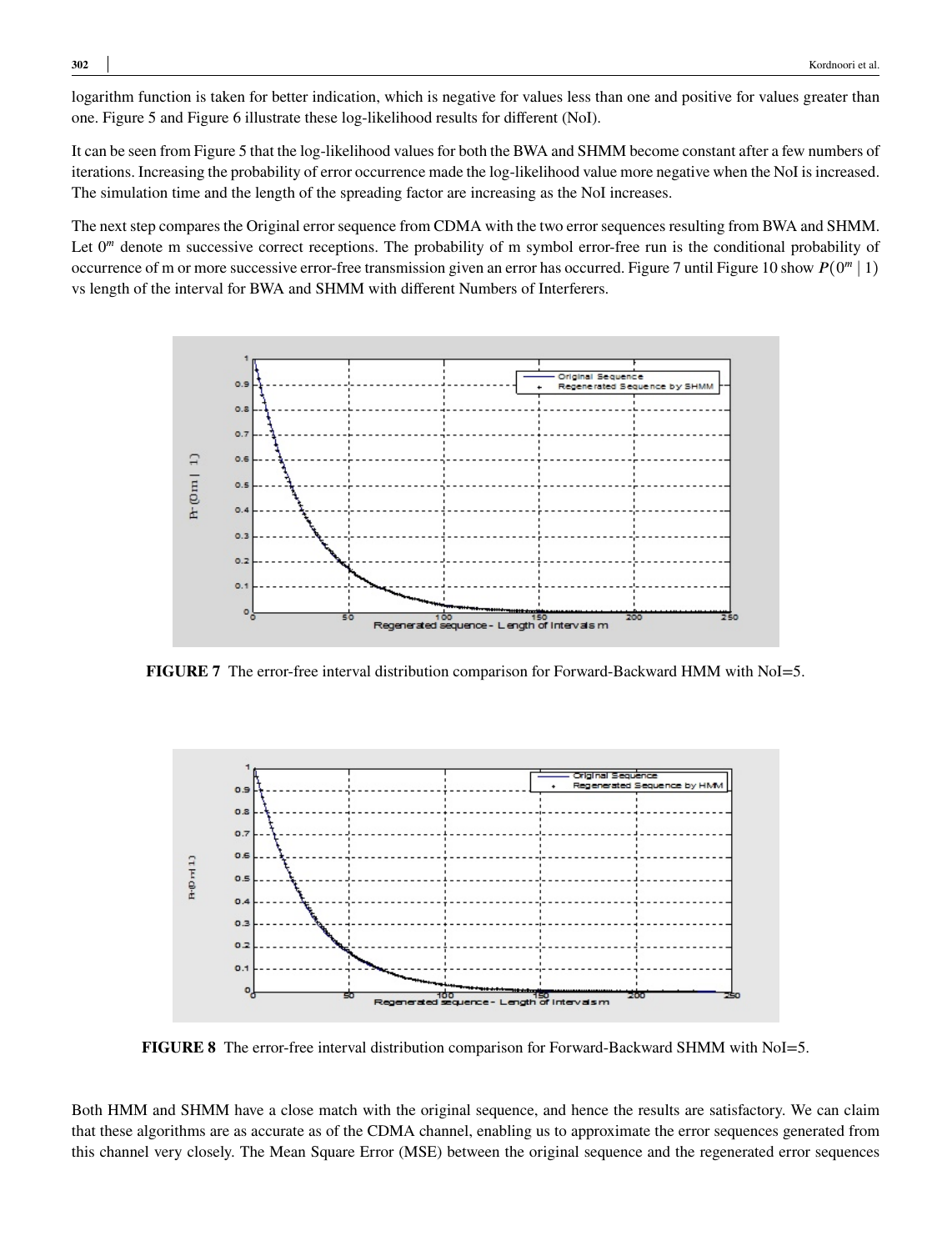logarithm function is taken for better indication, which is negative for values less than one and positive for values greater than one. Figure 5 and Figure 6 illustrate these log-likelihood results for different (NoI).

It can be seen from Figure 5 that the log-likelihood values for both the BWA and SHMM become constant after a few numbers of iterations. Increasing the probability of error occurrence made the log-likelihood value more negative when the NoI is increased. The simulation time and the length of the spreading factor are increasing as the NoI increases.

The next step compares the Original error sequence from CDMA with the two error sequences resulting from BWA and SHMM. Let $0^m$ denote m successive correct receptions. The probability of m symbol error-free run is the conditional probability of occurrence of m or more successive error-free transmission given an error has occurred. Figure 7 until Figure 10 show $P(0^m \mid 1)$ vs length of the interval for BWA and SHMM with different Numbers of Interferers.

**FIGURE 7** The error-free interval distribution comparison for Forward-Backward HMM with NoI=5.

**FIGURE 8** The error-free interval distribution comparison for Forward-Backward SHMM with NoI=5.

Both HMM and SHMM have a close match with the original sequence, and hence the results are satisfactory. We can claim that these algorithms are as accurate as of the CDMA channel, enabling us to approximate the error sequences generated from this channel very closely. The Mean Square Error (MSE) between the original sequence and the regenerated error sequences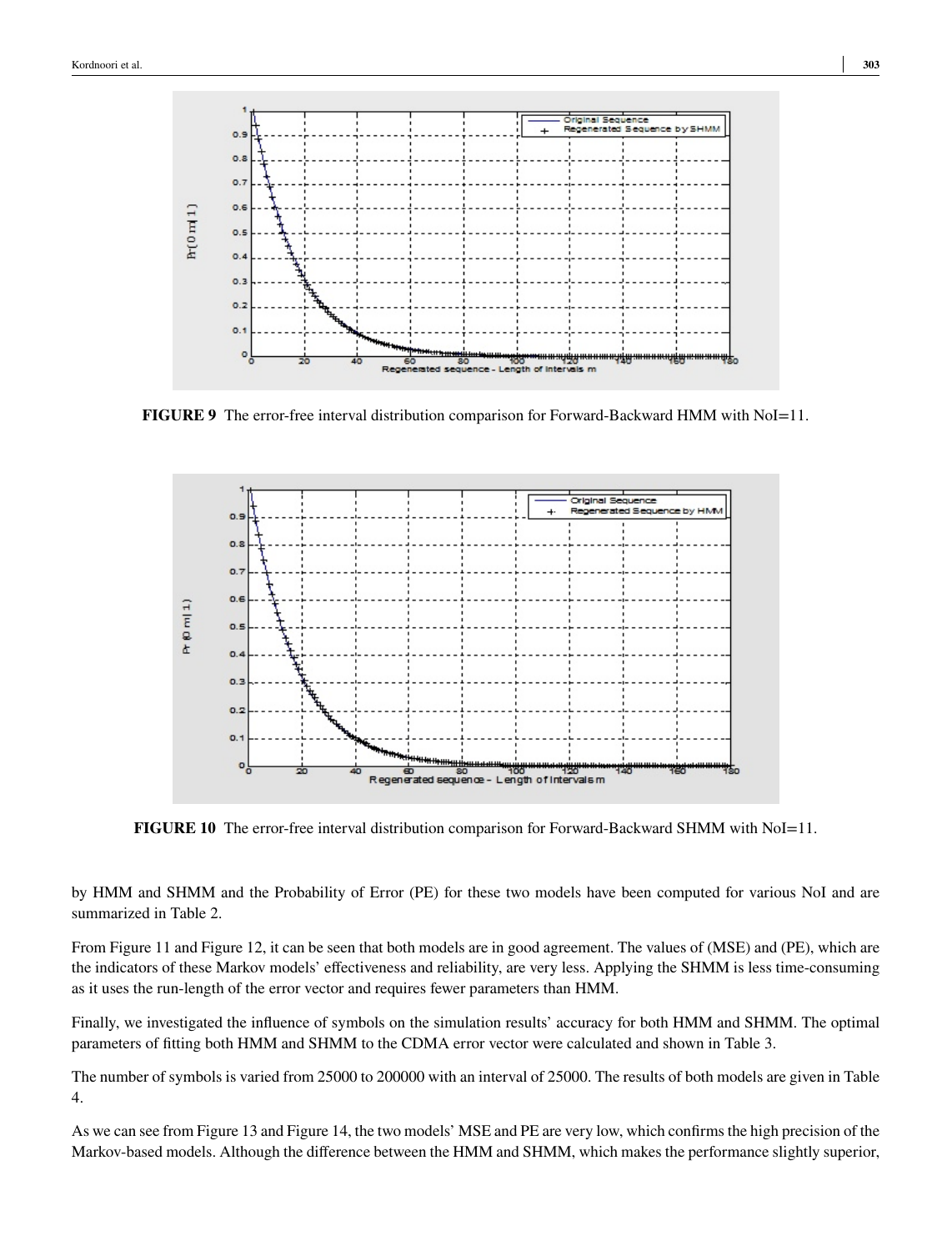**FIGURE 9** The error-free interval distribution comparison for Forward-Backward HMM with NoI=11.

**FIGURE 10** The error-free interval distribution comparison for Forward-Backward SHMM with NoI=11.

by HMM and SHMM and the Probability of Error (PE) for these two models have been computed for various NoI and are summarized in Table 2.

From Figure 11 and Figure 12, it can be seen that both models are in good agreement. The values of (MSE) and (PE), which are the indicators of these Markov models' effectiveness and reliability, are very less. Applying the SHMM is less time-consuming as it uses the run-length of the error vector and requires fewer parameters than HMM.

Finally, we investigated the influence of symbols on the simulation results' accuracy for both HMM and SHMM. The optimal parameters of fitting both HMM and SHMM to the CDMA error vector were calculated and shown in Table 3.

The number of symbols is varied from 25000 to 200000 with an interval of 25000. The results of both models are given in Table 4.

As we can see from Figure 13 and Figure 14, the two models' MSE and PE are very low, which confirms the high precision of the Markov-based models. Although the difference between the HMM and SHMM, which makes the performance slightly superior,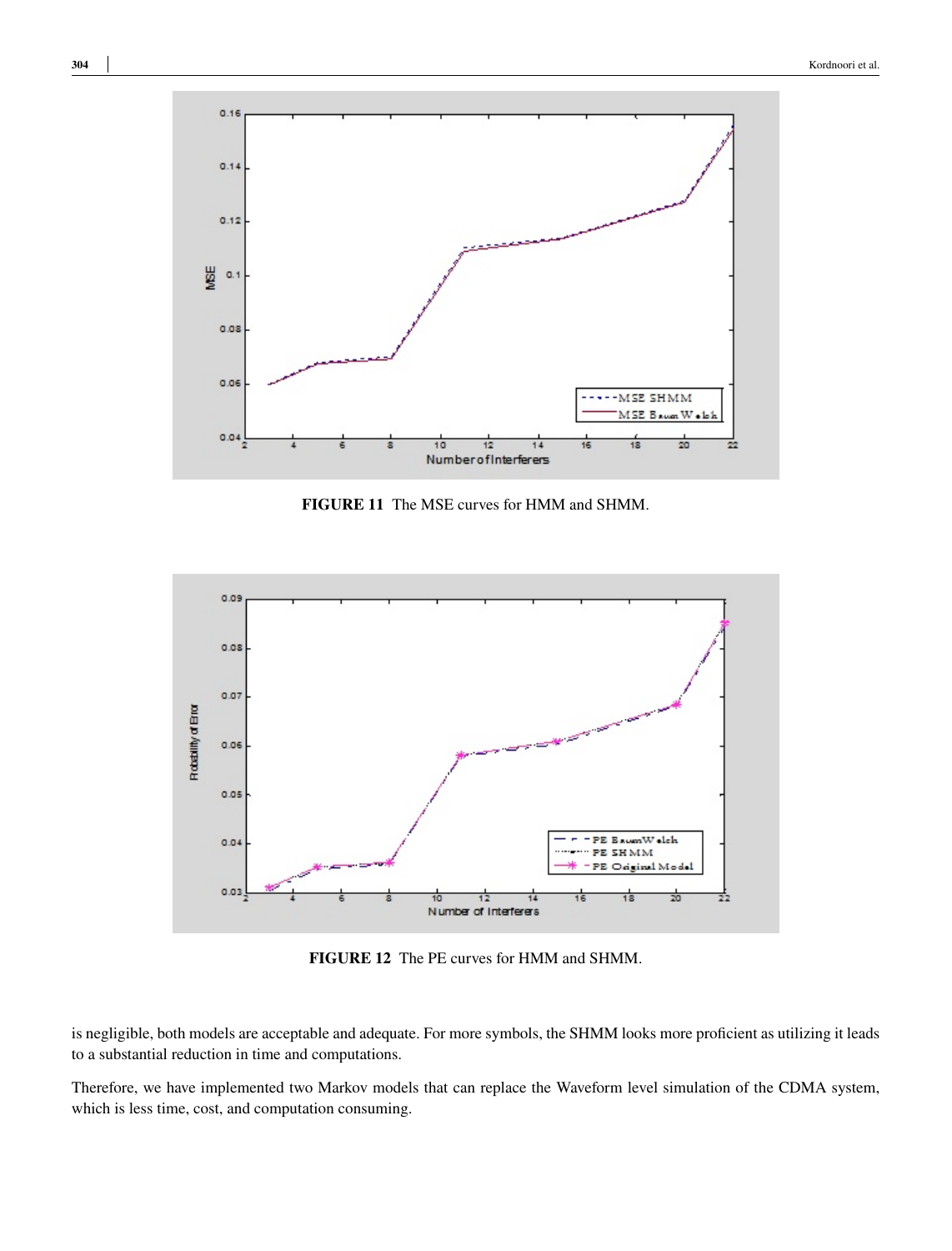FIGURE 11 The MSE curves for HMM and SHMM.

FIGURE 12 The PE curves for HMM and SHMM.

is negligible, both models are acceptable and adequate. For more symbols, the SHMM looks more proficient as utilizing it leads to a substantial reduction in time and computations.

Therefore, we have implemented two Markov models that can replace the Waveform level simulation of the CDMA system, which is less time, cost, and computation consuming.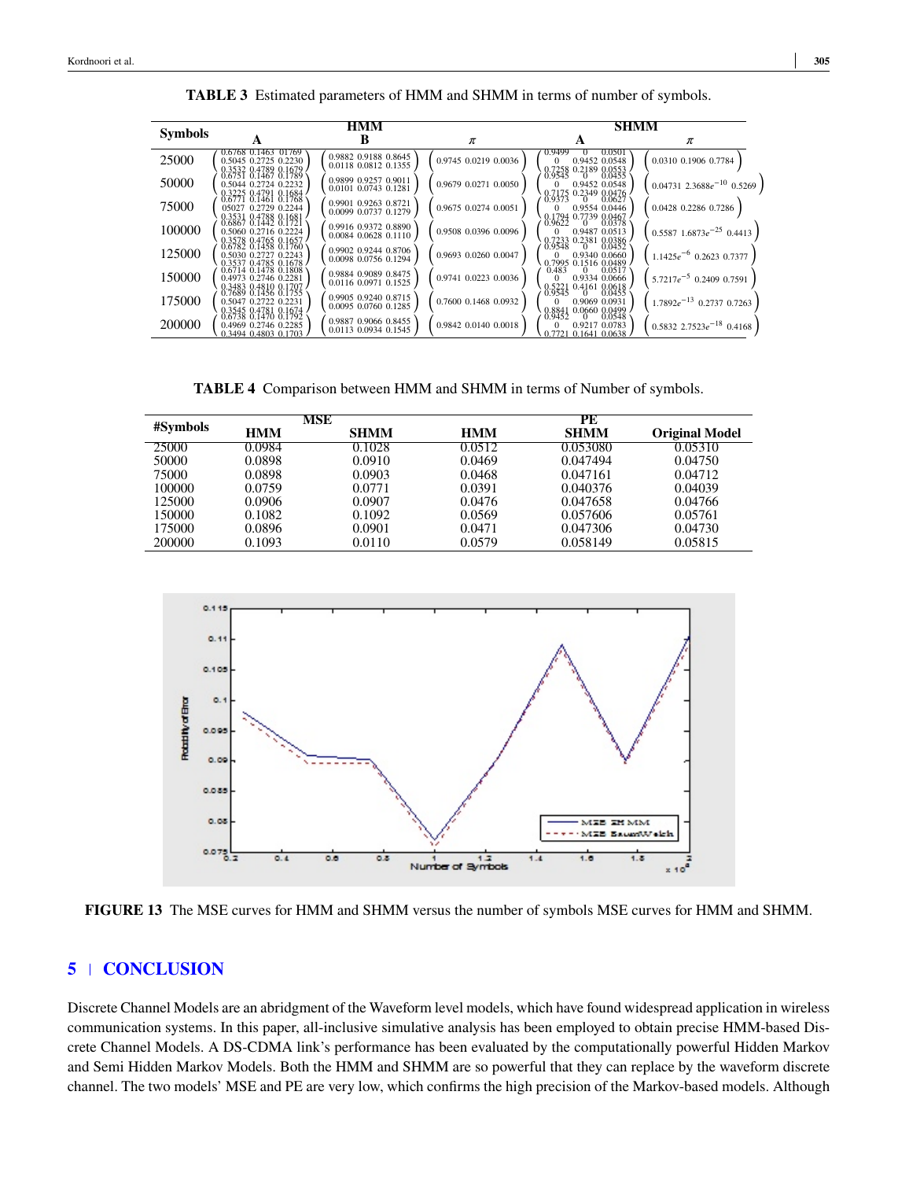**TABLE 3** Estimated parameters of HMM and SHMM in terms of number of symbols.

| Symbols | HMM A | HMM B | HMM $\pi$ | SHMM A | SHMM $\pi$ |
|---|---|---|---|---|---|
| 25000 | $\begin{pmatrix} 0.6768 & 0.1463 & 0.1769 \\ 0.5045 & 0.2725 & 0.2230 \\ 0.3532 & 0.4789 & 0.1679 \end{pmatrix}$ | $\begin{pmatrix} 0.9882 & 0.9188 & 0.8645 \\ 0.0118 & 0.0812 & 0.1355 \end{pmatrix}$ | $\begin{pmatrix} 0.9745 & 0.0219 & 0.0036 \end{pmatrix}$ | $\begin{pmatrix} 0.9499 & 0 & 0.0501 \\ 0 & 0.9452 & 0.0548 \\ 0.7258 & 0.2189 & 0.0553 \end{pmatrix}$ | $\begin{pmatrix} 0.0310 & 0.1906 & 0.7784 \end{pmatrix}$ |
| 50000 | $\begin{pmatrix} 0.6751 & 0.1467 & 0.1789 \\ 0.5044 & 0.2724 & 0.2232 \\ 0.3225 & 0.4791 & 0.1684 \end{pmatrix}$ | $\begin{pmatrix} 0.9899 & 0.9257 & 0.9011 \\ 0.0101 & 0.0743 & 0.1281 \end{pmatrix}$ | $\begin{pmatrix} 0.9679 & 0.0271 & 0.0050 \end{pmatrix}$ | $\begin{pmatrix} 0.9545 & 0 & 0.0455 \\ 0 & 0.9452 & 0.0548 \\ 0.7175 & 0.2349 & 0.0476 \end{pmatrix}$ | $\begin{pmatrix} 0.04731 & 2.3688e^{-10} & 0.5269 \end{pmatrix}$ |
| 75000 | $\begin{pmatrix} 0.6771 & 0.1461 & 0.1768 \\ 05027 & 0.2729 & 0.2244 \\ 0.3531 & 0.4788 & 0.1681 \end{pmatrix}$ | $\begin{pmatrix} 0.9901 & 0.9263 & 0.8721 \\ 0.0099 & 0.0737 & 0.1279 \end{pmatrix}$ | $\begin{pmatrix} 0.9675 & 0.0274 & 0.0051 \end{pmatrix}$ | $\begin{pmatrix} 0.9373 & 0 & 0.0627 \\ 0 & 0.9554 & 0.0446 \\ 0.1794 & 0.7739 & 0.0467 \end{pmatrix}$ | $\begin{pmatrix} 0.0428 & 0.2286 & 0.7286 \end{pmatrix}$ |
| 100000 | $\begin{pmatrix} 0.6867 & 0.1442 & 0.1721 \\ 0.5060 & 0.2716 & 0.2224 \\ 0.3578 & 0.4765 & 0.1657 \end{pmatrix}$ | $\begin{pmatrix} 0.9916 & 0.9372 & 0.8890 \\ 0.0084 & 0.0628 & 0.1110 \end{pmatrix}$ | $\begin{pmatrix} 0.9508 & 0.0396 & 0.0096 \end{pmatrix}$ | $\begin{pmatrix} 0.9622 & 0 & 0.0378 \\ 0 & 0.9487 & 0.0513 \\ 0.7233 & 0.2381 & 0.0386 \end{pmatrix}$ | $\begin{pmatrix} 0.5587 & 1.6873e^{-25} & 0.4413 \end{pmatrix}$ |
| 125000 | $\begin{pmatrix} 0.6782 & 0.1458 & 0.1760 \\ 0.5030 & 0.2727 & 0.2243 \\ 0.3537 & 0.4785 & 0.1678 \end{pmatrix}$ | $\begin{pmatrix} 0.9902 & 0.9244 & 0.8706 \\ 0.0098 & 0.0756 & 0.1294 \end{pmatrix}$ | $\begin{pmatrix} 0.9693 & 0.0260 & 0.0047 \end{pmatrix}$ | $\begin{pmatrix} 0.9548 & 0 & 0.0452 \\ 0 & 0.9340 & 0.0660 \\ 0.7995 & 0.1516 & 0.0489 \end{pmatrix}$ | $\begin{pmatrix} 1.1425e^{-6} & 0.2623 & 0.7377 \end{pmatrix}$ |
| 150000 | $\begin{pmatrix} 0.6714 & 0.1478 & 0.1808 \\ 0.4973 & 0.2746 & 0.2281 \\ 0.3483 & 0.4810 & 0.1707 \end{pmatrix}$ | $\begin{pmatrix} 0.9884 & 0.9089 & 0.8475 \\ 0.0116 & 0.0971 & 0.1525 \end{pmatrix}$ | $\begin{pmatrix} 0.9741 & 0.0223 & 0.0036 \end{pmatrix}$ | $\begin{pmatrix} 0.483 & 0 & 0.0517 \\ 0 & 0.9334 & 0.0666 \\ 0.5221 & 0.4161 & 0.0618 \end{pmatrix}$ | $\begin{pmatrix} 5.7217e^{-5} & 0.2409 & 0.7591 \end{pmatrix}$ |
| 175000 | $\begin{pmatrix} 0.7689 & 0.1456 & 0.1755 \\ 0.5047 & 0.2722 & 0.2231 \\ 0.3545 & 0.4781 & 0.1674 \end{pmatrix}$ | $\begin{pmatrix} 0.9905 & 0.9240 & 0.8715 \\ 0.0095 & 0.0760 & 0.1285 \end{pmatrix}$ | $\begin{pmatrix} 0.7600 & 0.1468 & 0.0932 \end{pmatrix}$ | $\begin{pmatrix} 0.9545 & 0 & 0.0455 \\ 0 & 0.9069 & 0.0931 \\ 0.8841 & 0.0660 & 0.0499 \end{pmatrix}$ | $\begin{pmatrix} 1.7892e^{-13} & 0.2737 & 0.7263 \end{pmatrix}$ |
| 200000 | $\begin{pmatrix} 0.6738 & 0.1470 & 0.1792 \\ 0.4969 & 0.2746 & 0.2285 \\ 0.3494 & 0.4803 & 0.1703 \end{pmatrix}$ | $\begin{pmatrix} 0.9887 & 0.9066 & 0.8455 \\ 0.0113 & 0.0934 & 0.1545 \end{pmatrix}$ | $\begin{pmatrix} 0.9842 & 0.0140 & 0.0018 \end{pmatrix}$ | $\begin{pmatrix} 0.9452 & 0 & 0.0548 \\ 0 & 0.9217 & 0.0783 \\ 0.7721 & 0.1641 & 0.0638 \end{pmatrix}$ | $\begin{pmatrix} 0.5832 & 2.7523e^{-18} & 0.4168 \end{pmatrix}$ |

**TABLE 4** Comparison between HMM and SHMM in terms of Number of symbols.

| #Symbols | MSE | | PE | | |
|---|---|---|---|---|---|
| | HMM | SHMM | HMM | SHMM | Original Model |
| 25000 | 0.0984 | 0.1028 | 0.0512 | 0.053080 | 0.05310 |
| 50000 | 0.0898 | 0.0910 | 0.0469 | 0.047494 | 0.04750 |
| 75000 | 0.0898 | 0.0903 | 0.0468 | 0.047161 | 0.04712 |
| 100000 | 0.0759 | 0.0771 | 0.0391 | 0.040376 | 0.04039 |
| 125000 | 0.0906 | 0.0907 | 0.0476 | 0.047658 | 0.04766 |
| 150000 | 0.1082 | 0.1092 | 0.0569 | 0.057606 | 0.05761 |
| 175000 | 0.0896 | 0.0901 | 0.0471 | 0.047306 | 0.04730 |
| 200000 | 0.1093 | 0.0110 | 0.0579 | 0.058149 | 0.05815 |

**FIGURE 13** The MSE curves for HMM and SHMM versus the number of symbols MSE curves for HMM and SHMM.

## 5 | CONCLUSION

Discrete Channel Models are an abridgment of the Waveform level models, which have found widespread application in wireless communication systems. In this paper, all-inclusive simulative analysis has been employed to obtain precise HMM-based Discrete Channel Models. A DS-CDMA link's performance has been evaluated by the computationally powerful Hidden Markov and Semi Hidden Markov Models. Both the HMM and SHMM are so powerful that they can replace by the waveform discrete channel. The two models' MSE and PE are very low, which confirms the high precision of the Markov-based models. Although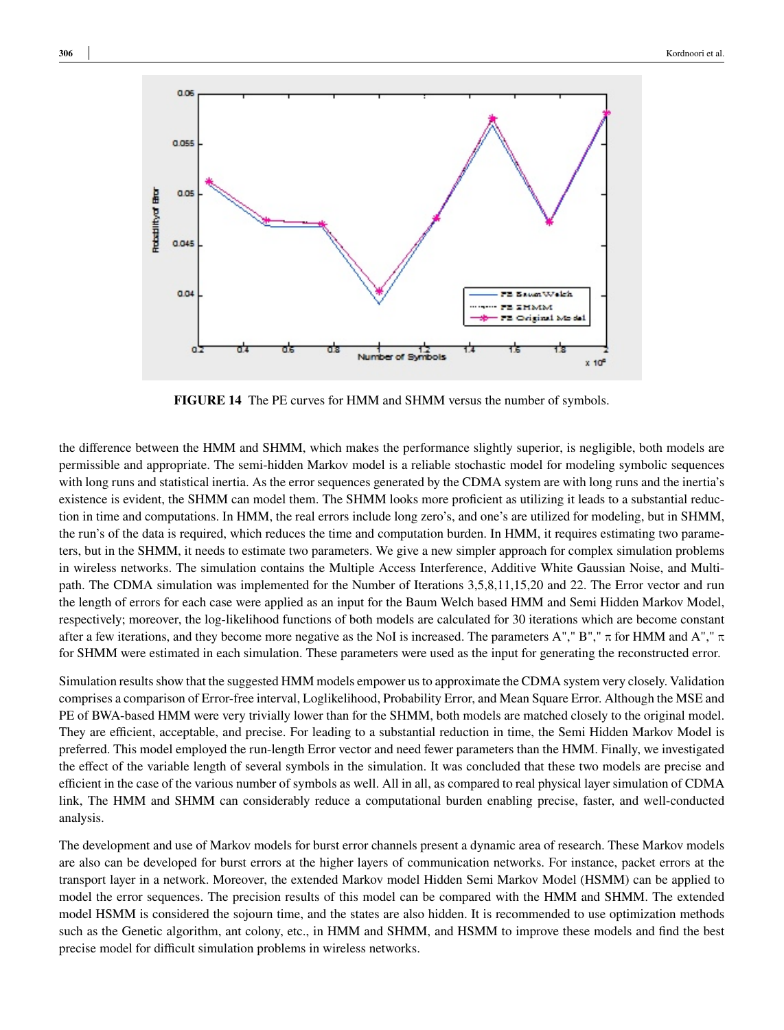**FIGURE 14** The PE curves for HMM and SHMM versus the number of symbols.

the difference between the HMM and SHMM, which makes the performance slightly superior, is negligible, both models are permissible and appropriate. The semi-hidden Markov model is a reliable stochastic model for modeling symbolic sequences with long runs and statistical inertia. As the error sequences generated by the CDMA system are with long runs and the inertia's existence is evident, the SHMM can model them. The SHMM looks more proficient as utilizing it leads to a substantial reduction in time and computations. In HMM, the real errors include long zero's, and one's are utilized for modeling, but in SHMM, the run's of the data is required, which reduces the time and computation burden. In HMM, it requires estimating two parameters, but in the SHMM, it needs to estimate two parameters. We give a new simpler approach for complex simulation problems in wireless networks. The simulation contains the Multiple Access Interference, Additive White Gaussian Noise, and Multi-path. The CDMA simulation was implemented for the Number of Iterations 3,5,8,11,15,20 and 22. The Error vector and run the length of errors for each case were applied as an input for the Baum Welch based HMM and Semi Hidden Markov Model, respectively; moreover, the log-likelihood functions of both models are calculated for 30 iterations which are become constant after a few iterations, and they become more negative as the NoI is increased. The parameters A"," B"," $\pi$ for HMM and A"," $\pi$ for SHMM were estimated in each simulation. These parameters were used as the input for generating the reconstructed error.

Simulation results show that the suggested HMM models empower us to approximate the CDMA system very closely. Validation comprises a comparison of Error-free interval, Loglikelihood, Probability Error, and Mean Square Error. Although the MSE and PE of BWA-based HMM were very trivially lower than for the SHMM, both models are matched closely to the original model. They are efficient, acceptable, and precise. For leading to a substantial reduction in time, the Semi Hidden Markov Model is preferred. This model employed the run-length Error vector and need fewer parameters than the HMM. Finally, we investigated the effect of the variable length of several symbols in the simulation. It was concluded that these two models are precise and efficient in the case of the various number of symbols as well. All in all, as compared to real physical layer simulation of CDMA link, The HMM and SHMM can considerably reduce a computational burden enabling precise, faster, and well-conducted analysis.

The development and use of Markov models for burst error channels present a dynamic area of research. These Markov models are also can be developed for burst errors at the higher layers of communication networks. For instance, packet errors at the transport layer in a network. Moreover, the extended Markov model Hidden Semi Markov Model (HSMM) can be applied to model the error sequences. The precision results of this model can be compared with the HMM and SHMM. The extended model HSMM is considered the sojourn time, and the states are also hidden. It is recommended to use optimization methods such as the Genetic algorithm, ant colony, etc., in HMM and SHMM, and HSMM to improve these models and find the best precise model for difficult simulation problems in wireless networks.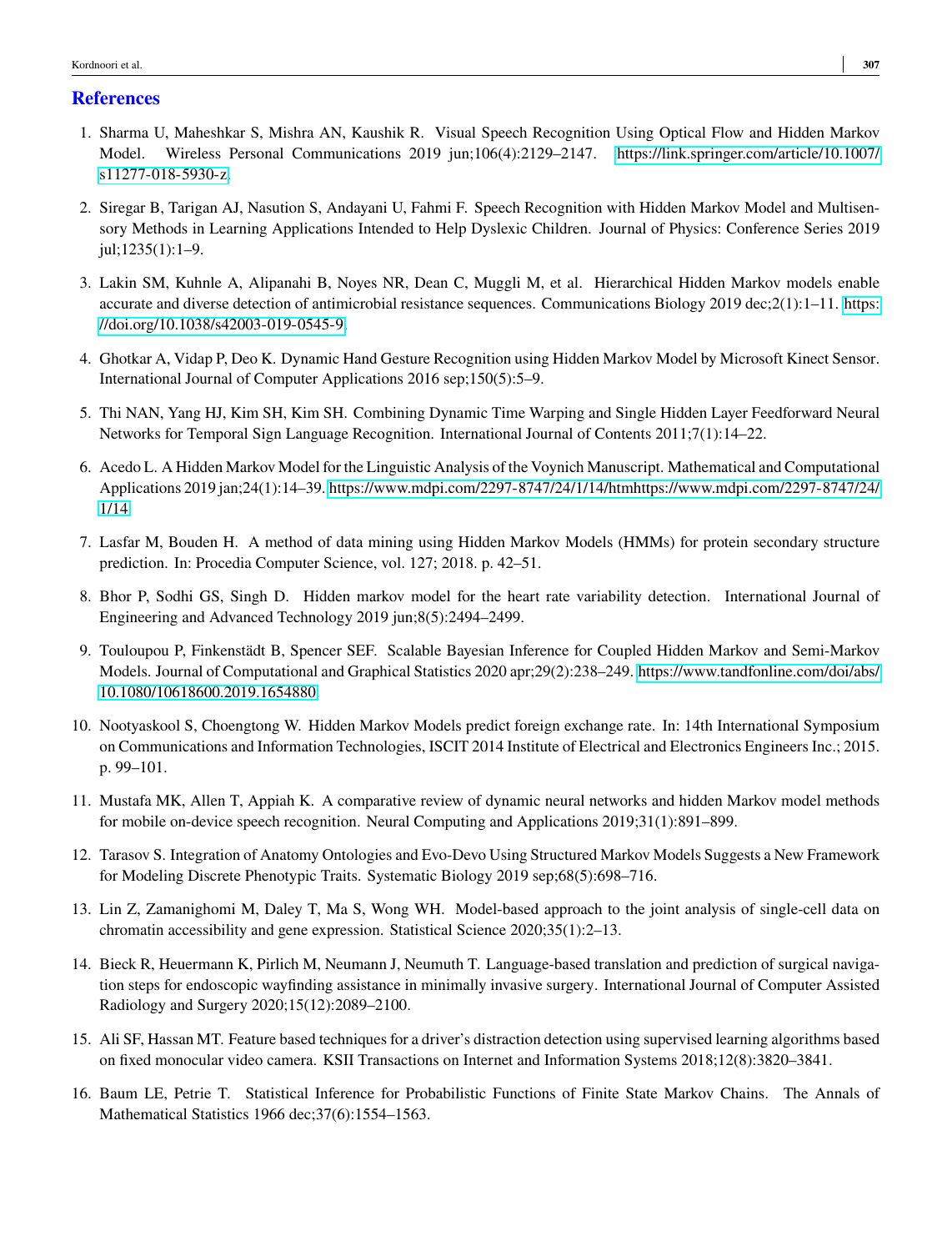## References

1. Sharma U, Maheshkar S, Mishra AN, Kaushik R. Visual Speech Recognition Using Optical Flow and Hidden Markov Model. Wireless Personal Communications 2019 jun;106(4):2129–2147. https://link.springer.com/article/10.1007/s11277-018-5930-z.

2. Siregar B, Tarigan AJ, Nasution S, Andayani U, Fahmi F. Speech Recognition with Hidden Markov Model and Multisensory Methods in Learning Applications Intended to Help Dyslexic Children. Journal of Physics: Conference Series 2019 jul;1235(1):1–9.

3. Lakin SM, Kuhnle A, Alipanahi B, Noyes NR, Dean C, Muggli M, et al. Hierarchical Hidden Markov models enable accurate and diverse detection of antimicrobial resistance sequences. Communications Biology 2019 dec;2(1):1–11. https://doi.org/10.1038/s42003-019-0545-9.

4. Ghotkar A, Vidap P, Deo K. Dynamic Hand Gesture Recognition using Hidden Markov Model by Microsoft Kinect Sensor. International Journal of Computer Applications 2016 sep;150(5):5–9.

5. Thi NAN, Yang HJ, Kim SH, Kim SH. Combining Dynamic Time Warping and Single Hidden Layer Feedforward Neural Networks for Temporal Sign Language Recognition. International Journal of Contents 2011;7(1):14–22.

6. Acedo L. A Hidden Markov Model for the Linguistic Analysis of the Voynich Manuscript. Mathematical and Computational Applications 2019 jan;24(1):14–39. https://www.mdpi.com/2297-8747/24/1/14/htmhttps://www.mdpi.com/2297-8747/24/1/14.

7. Lasfar M, Bouden H. A method of data mining using Hidden Markov Models (HMMs) for protein secondary structure prediction. In: Procedia Computer Science, vol. 127; 2018. p. 42–51.

8. Bhor P, Sodhi GS, Singh D. Hidden markov model for the heart rate variability detection. International Journal of Engineering and Advanced Technology 2019 jun;8(5):2494–2499.

9. Touloupou P, Finkenstädt B, Spencer SEF. Scalable Bayesian Inference for Coupled Hidden Markov and Semi-Markov Models. Journal of Computational and Graphical Statistics 2020 apr;29(2):238–249. https://www.tandfonline.com/doi/abs/10.1080/10618600.2019.1654880.

10. Nootyaskool S, Choengtong W. Hidden Markov Models predict foreign exchange rate. In: 14th International Symposium on Communications and Information Technologies, ISCIT 2014 Institute of Electrical and Electronics Engineers Inc.; 2015. p. 99–101.

11. Mustafa MK, Allen T, Appiah K. A comparative review of dynamic neural networks and hidden Markov model methods for mobile on-device speech recognition. Neural Computing and Applications 2019;31(1):891–899.

12. Tarasov S. Integration of Anatomy Ontologies and Evo-Devo Using Structured Markov Models Suggests a New Framework for Modeling Discrete Phenotypic Traits. Systematic Biology 2019 sep;68(5):698–716.

13. Lin Z, Zamanighomi M, Daley T, Ma S, Wong WH. Model-based approach to the joint analysis of single-cell data on chromatin accessibility and gene expression. Statistical Science 2020;35(1):2–13.

14. Bieck R, Heuermann K, Pirlich M, Neumann J, Neumuth T. Language-based translation and prediction of surgical navigation steps for endoscopic wayfinding assistance in minimally invasive surgery. International Journal of Computer Assisted Radiology and Surgery 2020;15(12):2089–2100.

15. Ali SF, Hassan MT. Feature based techniques for a driver's distraction detection using supervised learning algorithms based on fixed monocular video camera. KSII Transactions on Internet and Information Systems 2018;12(8):3820–3841.

16. Baum LE, Petrie T. Statistical Inference for Probabilistic Functions of Finite State Markov Chains. The Annals of Mathematical Statistics 1966 dec;37(6):1554–1563.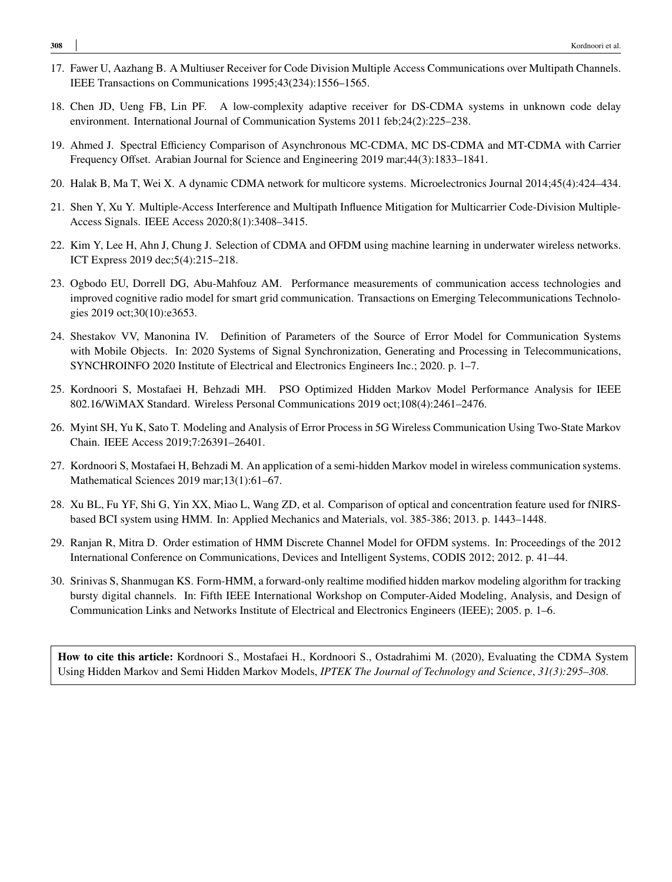17. Fawer U, Aazhang B. A Multiuser Receiver for Code Division Multiple Access Communications over Multipath Channels. IEEE Transactions on Communications 1995;43(234):1556–1565.

18. Chen JD, Ueng FB, Lin PF. A low-complexity adaptive receiver for DS-CDMA systems in unknown code delay environment. International Journal of Communication Systems 2011 feb;24(2):225–238.

19. Ahmed J. Spectral Efficiency Comparison of Asynchronous MC-CDMA, MC DS-CDMA and MT-CDMA with Carrier Frequency Offset. Arabian Journal for Science and Engineering 2019 mar;44(3):1833–1841.

20. Halak B, Ma T, Wei X. A dynamic CDMA network for multicore systems. Microelectronics Journal 2014;45(4):424–434.

21. Shen Y, Xu Y. Multiple-Access Interference and Multipath Influence Mitigation for Multicarrier Code-Division Multiple-Access Signals. IEEE Access 2020;8(1):3408–3415.

22. Kim Y, Lee H, Ahn J, Chung J. Selection of CDMA and OFDM using machine learning in underwater wireless networks. ICT Express 2019 dec;5(4):215–218.

23. Ogbodo EU, Dorrell DG, Abu-Mahfouz AM. Performance measurements of communication access technologies and improved cognitive radio model for smart grid communication. Transactions on Emerging Telecommunications Technologies 2019 oct;30(10):e3653.

24. Shestakov VV, Manonina IV. Definition of Parameters of the Source of Error Model for Communication Systems with Mobile Objects. In: 2020 Systems of Signal Synchronization, Generating and Processing in Telecommunications, SYNCHROINFO 2020 Institute of Electrical and Electronics Engineers Inc.; 2020. p. 1–7.

25. Kordnoori S, Mostafaei H, Behzadi MH. PSO Optimized Hidden Markov Model Performance Analysis for IEEE 802.16/WiMAX Standard. Wireless Personal Communications 2019 oct;108(4):2461–2476.

26. Myint SH, Yu K, Sato T. Modeling and Analysis of Error Process in 5G Wireless Communication Using Two-State Markov Chain. IEEE Access 2019;7:26391–26401.

27. Kordnoori S, Mostafaei H, Behzadi M. An application of a semi-hidden Markov model in wireless communication systems. Mathematical Sciences 2019 mar;13(1):61–67.

28. Xu BL, Fu YF, Shi G, Yin XX, Miao L, Wang ZD, et al. Comparison of optical and concentration feature used for fNIRS-based BCI system using HMM. In: Applied Mechanics and Materials, vol. 385-386; 2013. p. 1443–1448.

29. Ranjan R, Mitra D. Order estimation of HMM Discrete Channel Model for OFDM systems. In: Proceedings of the 2012 International Conference on Communications, Devices and Intelligent Systems, CODIS 2012; 2012. p. 41–44.

30. Srinivas S, Shanmugan KS. Form-HMM, a forward-only realtime modified hidden markov modeling algorithm for tracking bursty digital channels. In: Fifth IEEE International Workshop on Computer-Aided Modeling, Analysis, and Design of Communication Links and Networks Institute of Electrical and Electronics Engineers (IEEE); 2005. p. 1–6.

**How to cite this article:** Kordnoori S., Mostafaei H., Kordnoori S., Ostadrahimi M. (2020), Evaluating the CDMA System Using Hidden Markov and Semi Hidden Markov Models, *IPTEK The Journal of Technology and Science*, *31(3):295–308*.